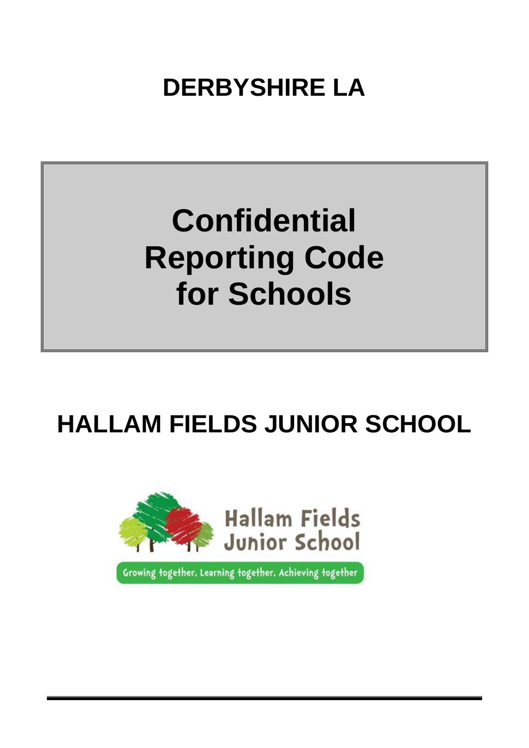# DERBYSHIRE LA

# Confidential Reporting Code for Schools

# HALLAM FIELDS JUNIOR SCHOOL

Hallam Fields Junior School

Growing together, Learning together, Achieving together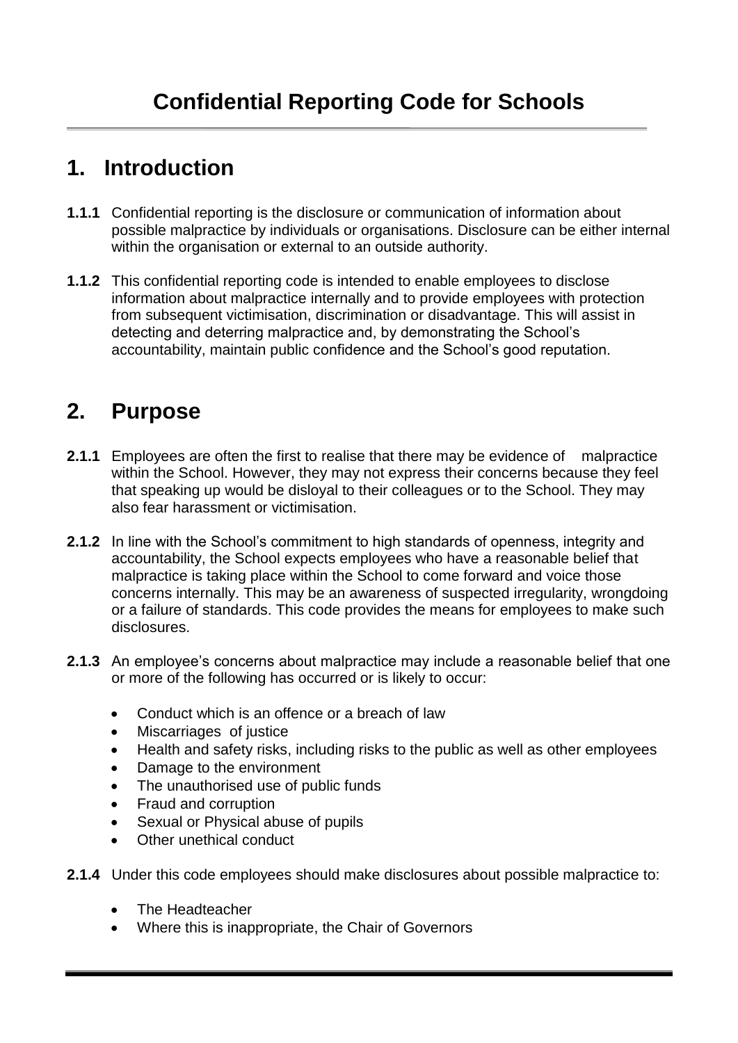# Confidential Reporting Code for Schools

## 1. Introduction

**1.1.1** Confidential reporting is the disclosure or communication of information about possible malpractice by individuals or organisations. Disclosure can be either internal within the organisation or external to an outside authority.

**1.1.2** This confidential reporting code is intended to enable employees to disclose information about malpractice internally and to provide employees with protection from subsequent victimisation, discrimination or disadvantage. This will assist in detecting and deterring malpractice and, by demonstrating the School's accountability, maintain public confidence and the School's good reputation.

## 2. Purpose

**2.1.1** Employees are often the first to realise that there may be evidence of malpractice within the School. However, they may not express their concerns because they feel that speaking up would be disloyal to their colleagues or to the School. They may also fear harassment or victimisation.

**2.1.2** In line with the School's commitment to high standards of openness, integrity and accountability, the School expects employees who have a reasonable belief that malpractice is taking place within the School to come forward and voice those concerns internally. This may be an awareness of suspected irregularity, wrongdoing or a failure of standards. This code provides the means for employees to make such disclosures.

**2.1.3** An employee's concerns about malpractice may include a reasonable belief that one or more of the following has occurred or is likely to occur:

- Conduct which is an offence or a breach of law
- Miscarriages of justice
- Health and safety risks, including risks to the public as well as other employees
- Damage to the environment
- The unauthorised use of public funds
- Fraud and corruption
- Sexual or Physical abuse of pupils
- Other unethical conduct

**2.1.4** Under this code employees should make disclosures about possible malpractice to:

- The Headteacher
- Where this is inappropriate, the Chair of Governors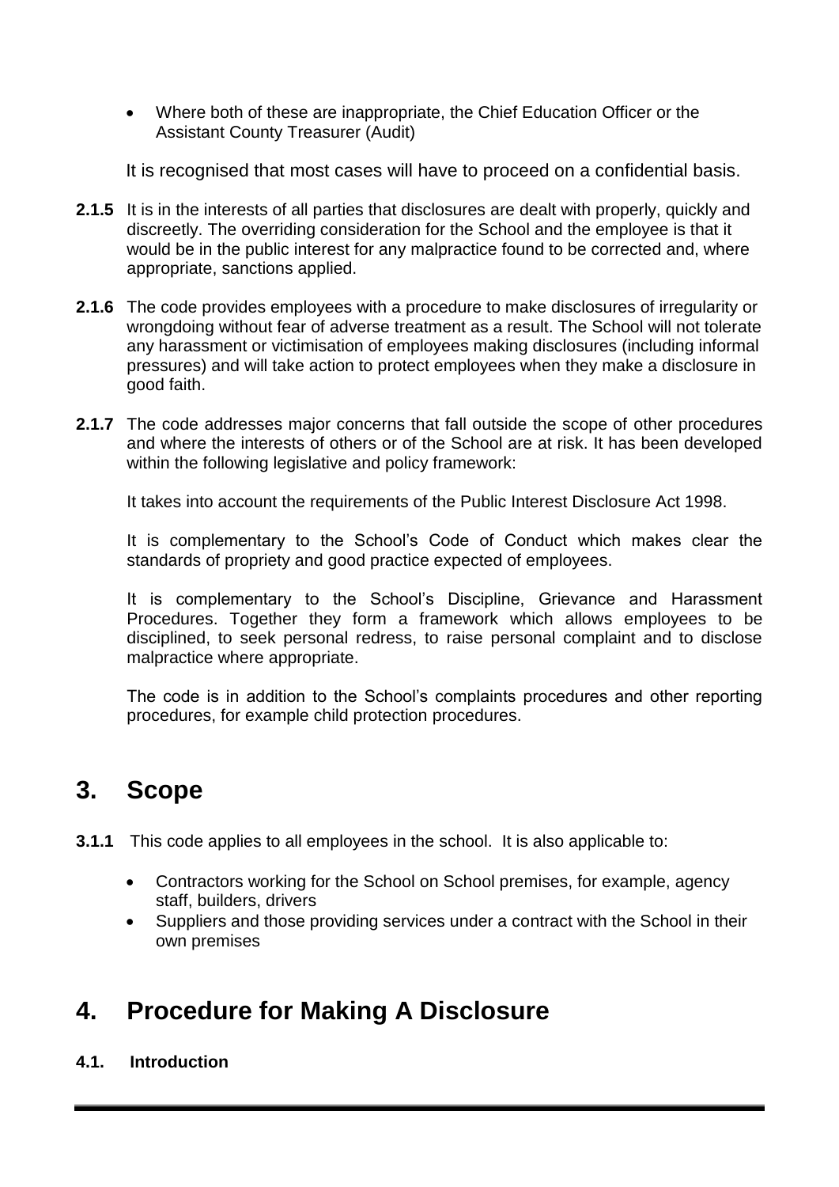- Where both of these are inappropriate, the Chief Education Officer or the Assistant County Treasurer (Audit)

It is recognised that most cases will have to proceed on a confidential basis.

**2.1.5** It is in the interests of all parties that disclosures are dealt with properly, quickly and discreetly. The overriding consideration for the School and the employee is that it would be in the public interest for any malpractice found to be corrected and, where appropriate, sanctions applied.

**2.1.6** The code provides employees with a procedure to make disclosures of irregularity or wrongdoing without fear of adverse treatment as a result. The School will not tolerate any harassment or victimisation of employees making disclosures (including informal pressures) and will take action to protect employees when they make a disclosure in good faith.

**2.1.7** The code addresses major concerns that fall outside the scope of other procedures and where the interests of others or of the School are at risk. It has been developed within the following legislative and policy framework:

It takes into account the requirements of the Public Interest Disclosure Act 1998.

It is complementary to the School's Code of Conduct which makes clear the standards of propriety and good practice expected of employees.

It is complementary to the School's Discipline, Grievance and Harassment Procedures. Together they form a framework which allows employees to be disciplined, to seek personal redress, to raise personal complaint and to disclose malpractice where appropriate.

The code is in addition to the School's complaints procedures and other reporting procedures, for example child protection procedures.

# 3. Scope

**3.1.1** This code applies to all employees in the school. It is also applicable to:

- Contractors working for the School on School premises, for example, agency staff, builders, drivers
- Suppliers and those providing services under a contract with the School in their own premises

# 4. Procedure for Making A Disclosure

**4.1. Introduction**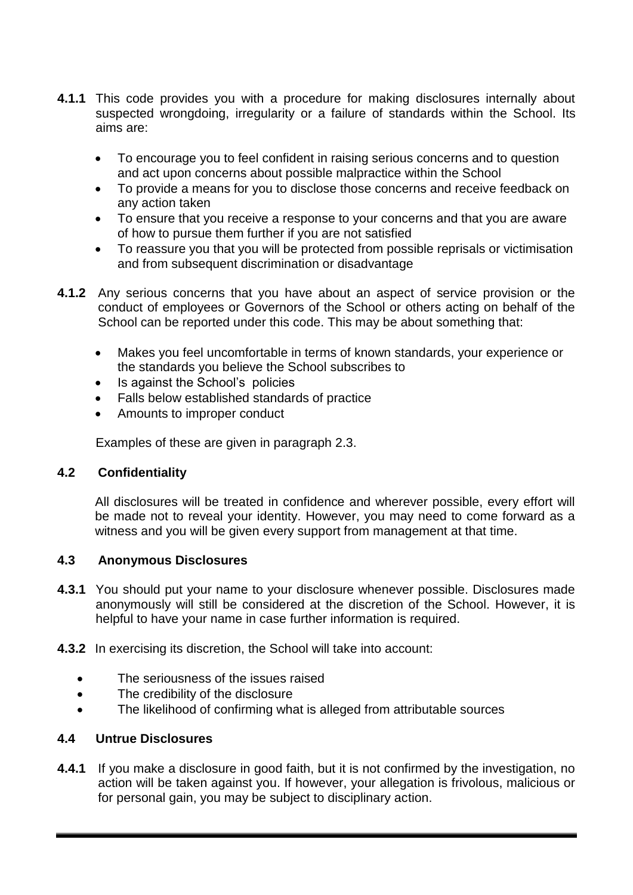**4.1.1** This code provides you with a procedure for making disclosures internally about suspected wrongdoing, irregularity or a failure of standards within the School. Its aims are:

- To encourage you to feel confident in raising serious concerns and to question and act upon concerns about possible malpractice within the School
- To provide a means for you to disclose those concerns and receive feedback on any action taken
- To ensure that you receive a response to your concerns and that you are aware of how to pursue them further if you are not satisfied
- To reassure you that you will be protected from possible reprisals or victimisation and from subsequent discrimination or disadvantage

**4.1.2** Any serious concerns that you have about an aspect of service provision or the conduct of employees or Governors of the School or others acting on behalf of the School can be reported under this code. This may be about something that:

- Makes you feel uncomfortable in terms of known standards, your experience or the standards you believe the School subscribes to
- Is against the School's policies
- Falls below established standards of practice
- Amounts to improper conduct

Examples of these are given in paragraph 2.3.

### 4.2 Confidentiality

All disclosures will be treated in confidence and wherever possible, every effort will be made not to reveal your identity. However, you may need to come forward as a witness and you will be given every support from management at that time.

### 4.3 Anonymous Disclosures

**4.3.1** You should put your name to your disclosure whenever possible. Disclosures made anonymously will still be considered at the discretion of the School. However, it is helpful to have your name in case further information is required.

**4.3.2** In exercising its discretion, the School will take into account:

- The seriousness of the issues raised
- The credibility of the disclosure
- The likelihood of confirming what is alleged from attributable sources

### 4.4 Untrue Disclosures

**4.4.1** If you make a disclosure in good faith, but it is not confirmed by the investigation, no action will be taken against you. If however, your allegation is frivolous, malicious or for personal gain, you may be subject to disciplinary action.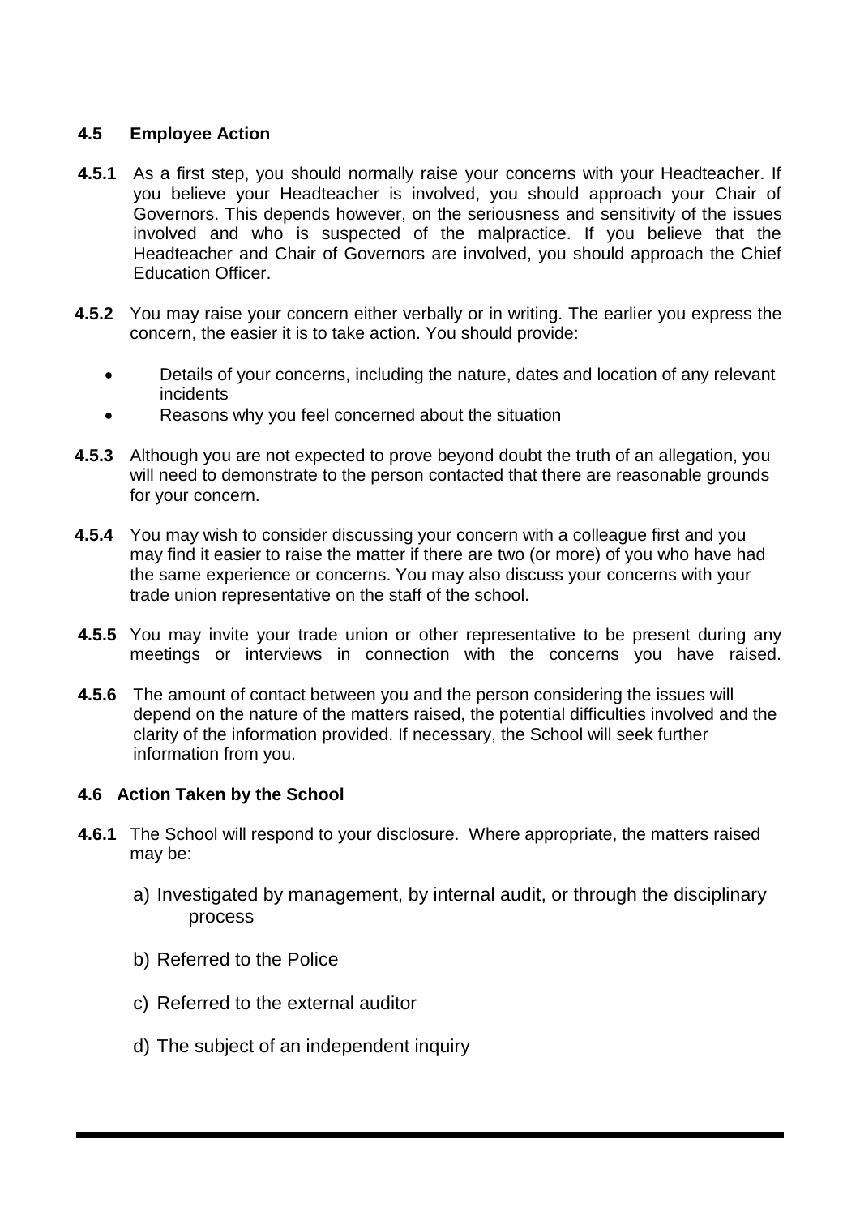### 4.5 Employee Action

**4.5.1** As a first step, you should normally raise your concerns with your Headteacher. If you believe your Headteacher is involved, you should approach your Chair of Governors. This depends however, on the seriousness and sensitivity of the issues involved and who is suspected of the malpractice. If you believe that the Headteacher and Chair of Governors are involved, you should approach the Chief Education Officer.

**4.5.2** You may raise your concern either verbally or in writing. The earlier you express the concern, the easier it is to take action. You should provide:

- Details of your concerns, including the nature, dates and location of any relevant incidents
- Reasons why you feel concerned about the situation

**4.5.3** Although you are not expected to prove beyond doubt the truth of an allegation, you will need to demonstrate to the person contacted that there are reasonable grounds for your concern.

**4.5.4** You may wish to consider discussing your concern with a colleague first and you may find it easier to raise the matter if there are two (or more) of you who have had the same experience or concerns. You may also discuss your concerns with your trade union representative on the staff of the school.

**4.5.5** You may invite your trade union or other representative to be present during any meetings or interviews in connection with the concerns you have raised.

**4.5.6** The amount of contact between you and the person considering the issues will depend on the nature of the matters raised, the potential difficulties involved and the clarity of the information provided. If necessary, the School will seek further information from you.

### 4.6 Action Taken by the School

**4.6.1** The School will respond to your disclosure. Where appropriate, the matters raised may be:

a) Investigated by management, by internal audit, or through the disciplinary process

b) Referred to the Police

c) Referred to the external auditor

d) The subject of an independent inquiry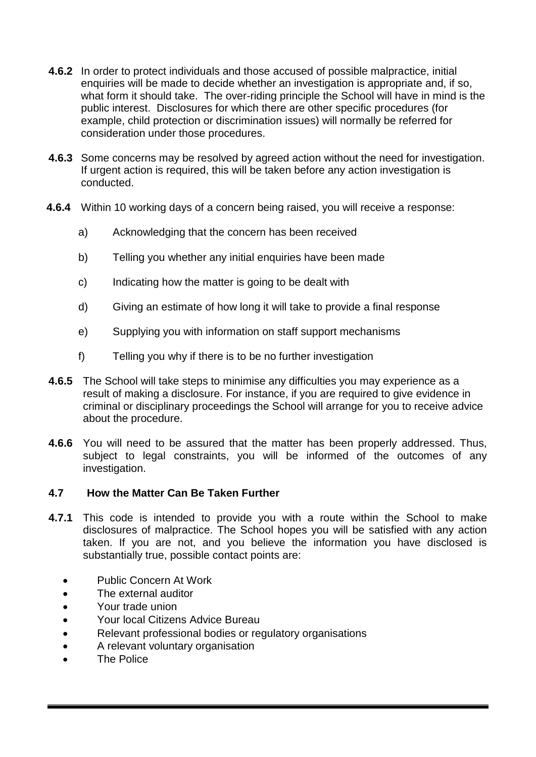**4.6.2** In order to protect individuals and those accused of possible malpractice, initial enquiries will be made to decide whether an investigation is appropriate and, if so, what form it should take. The over-riding principle the School will have in mind is the public interest. Disclosures for which there are other specific procedures (for example, child protection or discrimination issues) will normally be referred for consideration under those procedures.

**4.6.3** Some concerns may be resolved by agreed action without the need for investigation. If urgent action is required, this will be taken before any action investigation is conducted.

**4.6.4** Within 10 working days of a concern being raised, you will receive a response:

a) Acknowledging that the concern has been received

b) Telling you whether any initial enquiries have been made

c) Indicating how the matter is going to be dealt with

d) Giving an estimate of how long it will take to provide a final response

e) Supplying you with information on staff support mechanisms

f) Telling you why if there is to be no further investigation

**4.6.5** The School will take steps to minimise any difficulties you may experience as a result of making a disclosure. For instance, if you are required to give evidence in criminal or disciplinary proceedings the School will arrange for you to receive advice about the procedure.

**4.6.6** You will need to be assured that the matter has been properly addressed. Thus, subject to legal constraints, you will be informed of the outcomes of any investigation.

### 4.7 How the Matter Can Be Taken Further

**4.7.1** This code is intended to provide you with a route within the School to make disclosures of malpractice. The School hopes you will be satisfied with any action taken. If you are not, and you believe the information you have disclosed is substantially true, possible contact points are:

- Public Concern At Work
- The external auditor
- Your trade union
- Your local Citizens Advice Bureau
- Relevant professional bodies or regulatory organisations
- A relevant voluntary organisation
- The Police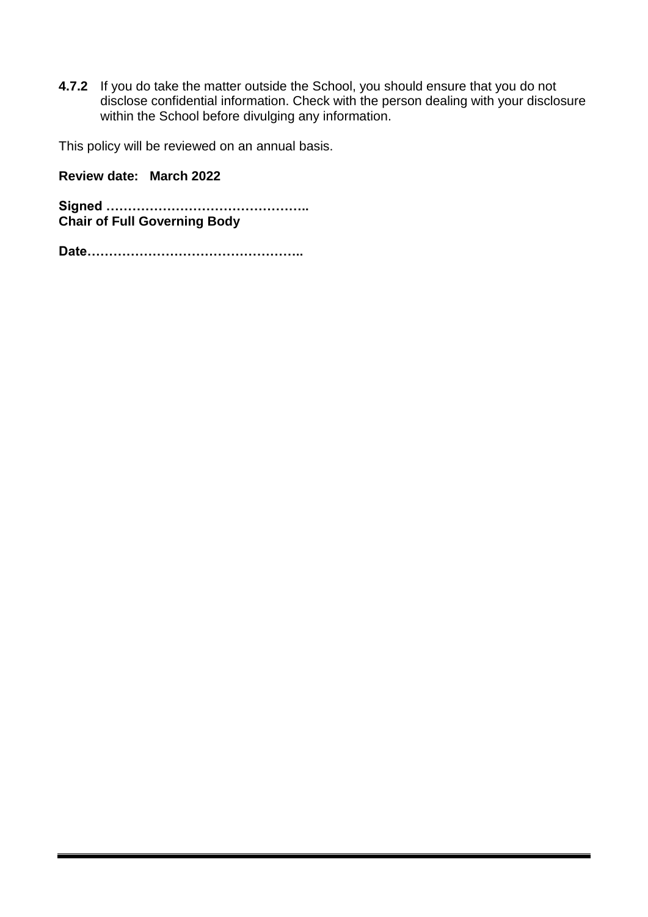**4.7.2** If you do take the matter outside the School, you should ensure that you do not disclose confidential information. Check with the person dealing with your disclosure within the School before divulging any information.

This policy will be reviewed on an annual basis.

**Review date: March 2022**

**Signed ……………………………………….**
**Chair of Full Governing Body**

**Date………………………………………….**